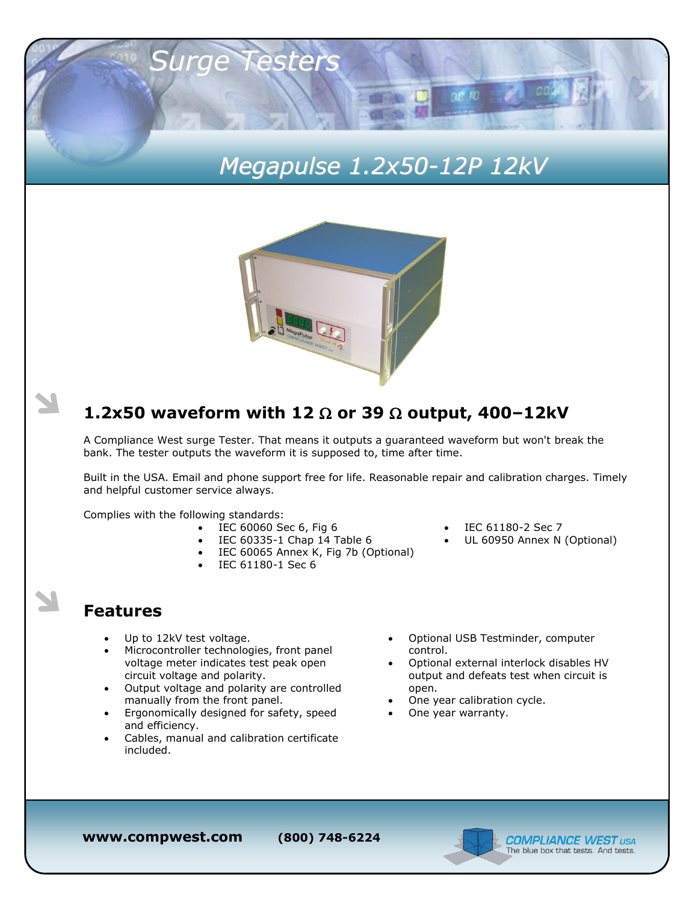# Surge Testers

## Megapulse 1.2x50-12P 12kV

## 1.2x50 waveform with 12 Ω or 39 Ω output, 400–12kV

A Compliance West surge Tester. That means it outputs a guaranteed waveform but won't break the bank. The tester outputs the waveform it is supposed to, time after time.

Built in the USA. Email and phone support free for life. Reasonable repair and calibration charges. Timely and helpful customer service always.

Complies with the following standards:

- IEC 60060 Sec 6, Fig 6
- IEC 60335-1 Chap 14 Table 6
- IEC 60065 Annex K, Fig 7b (Optional)
- IEC 61180-1 Sec 6
- IEC 61180-2 Sec 7
- UL 60950 Annex N (Optional)

## Features

- Up to 12kV test voltage.
- Microcontroller technologies, front panel voltage meter indicates test peak open circuit voltage and polarity.
- Output voltage and polarity are controlled manually from the front panel.
- Ergonomically designed for safety, speed and efficiency.
- Cables, manual and calibration certificate included.
- Optional USB Testminder, computer control.
- Optional external interlock disables HV output and defeats test when circuit is open.
- One year calibration cycle.
- One year warranty.

**www.compwest.com** **(800) 748-6224**

COMPLIANCE WEST USA
The blue box that tests. And tests.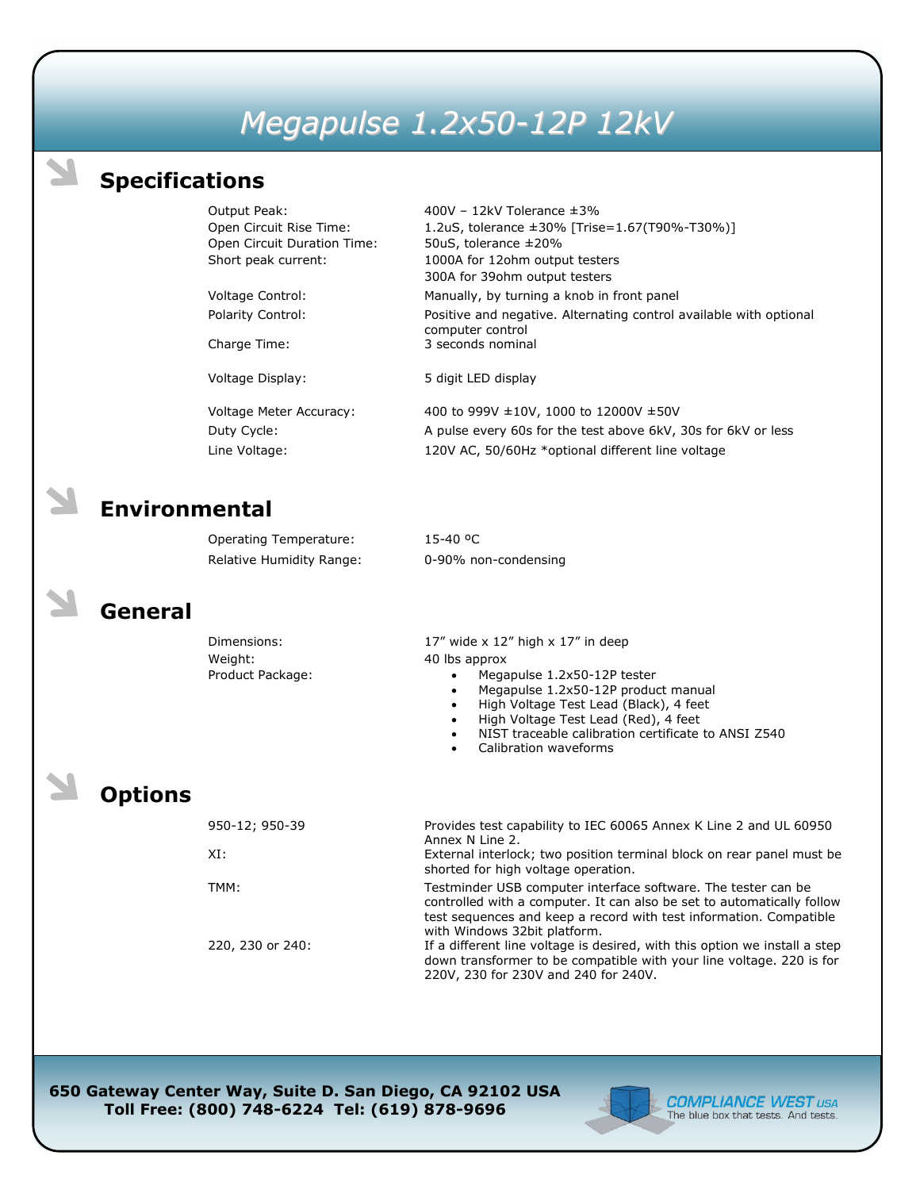# Megapulse 1.2x50-12P 12kV

## Specifications

| | |
|---|---|
| Output Peak: | 400V – 12kV Tolerance ±3% |
| Open Circuit Rise Time: | 1.2uS, tolerance ±30% [Trise=1.67(T90%-T30%)] |
| Open Circuit Duration Time: | 50uS, tolerance ±20% |
| Short peak current: | 1000A for 12ohm output testers<br>300A for 39ohm output testers |
| Voltage Control: | Manually, by turning a knob in front panel |
| Polarity Control: | Positive and negative. Alternating control available with optional computer control |
| Charge Time: | 3 seconds nominal |
| Voltage Display: | 5 digit LED display |
| Voltage Meter Accuracy: | 400 to 999V ±10V, 1000 to 12000V ±50V |
| Duty Cycle: | A pulse every 60s for the test above 6kV, 30s for 6kV or less |
| Line Voltage: | 120V AC, 50/60Hz *optional different line voltage |

## Environmental

| | |
|---|---|
| Operating Temperature: | 15-40 ºC |
| Relative Humidity Range: | 0-90% non-condensing |

## General

| | |
|---|---|
| Dimensions: | 17” wide x 12” high x 17” in deep |
| Weight: | 40 lbs approx |

Product Package:

- Megapulse 1.2x50-12P tester
- Megapulse 1.2x50-12P product manual
- High Voltage Test Lead (Black), 4 feet
- High Voltage Test Lead (Red), 4 feet
- NIST traceable calibration certificate to ANSI Z540
- Calibration waveforms

## Options

| | |
|---|---|
| 950-12; 950-39 | Provides test capability to IEC 60065 Annex K Line 2 and UL 60950 Annex N Line 2. |
| XI: | External interlock; two position terminal block on rear panel must be shorted for high voltage operation. |
| TMM: | Testminder USB computer interface software. The tester can be controlled with a computer. It can also be set to automatically follow test sequences and keep a record with test information. Compatible with Windows 32bit platform. |
| 220, 230 or 240: | If a different line voltage is desired, with this option we install a step down transformer to be compatible with your line voltage. 220 is for 220V, 230 for 230V and 240 for 240V. |

**650 Gateway Center Way, Suite D. San Diego, CA 92102 USA**
**Toll Free: (800) 748-6224 Tel: (619) 878-9696**

COMPLIANCE WEST USA
The blue box that tests. And tests.